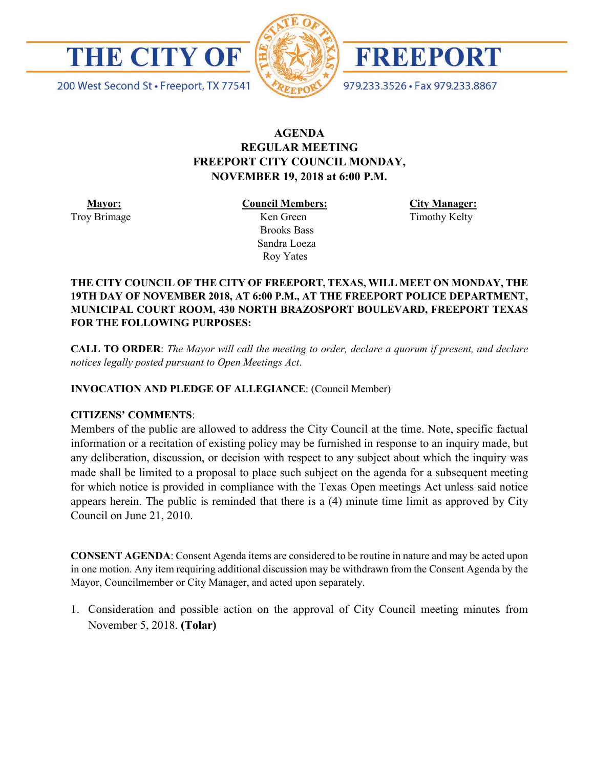# THE CITY OF FREEPORT

200 West Second St • Freeport, TX 77541

979.233.3526 • Fax 979.233.8867

## AGENDA
## REGULAR MEETING
## FREEPORT CITY COUNCIL MONDAY, NOVEMBER 19, 2018 at 6:00 P.M.

**Mayor:**
Troy Brimage

**Council Members:**
Ken Green
Brooks Bass
Sandra Loeza
Roy Yates

**City Manager:**
Timothy Kelty

**THE CITY COUNCIL OF THE CITY OF FREEPORT, TEXAS, WILL MEET ON MONDAY, THE 19TH DAY OF NOVEMBER 2018, AT 6:00 P.M., AT THE FREEPORT POLICE DEPARTMENT, MUNICIPAL COURT ROOM, 430 NORTH BRAZOSPORT BOULEVARD, FREEPORT TEXAS FOR THE FOLLOWING PURPOSES:**

**CALL TO ORDER**: *The Mayor will call the meeting to order, declare a quorum if present, and declare notices legally posted pursuant to Open Meetings Act*.

**INVOCATION AND PLEDGE OF ALLEGIANCE**: (Council Member)

**CITIZENS' COMMENTS**:
Members of the public are allowed to address the City Council at the time. Note, specific factual information or a recitation of existing policy may be furnished in response to an inquiry made, but any deliberation, discussion, or decision with respect to any subject about which the inquiry was made shall be limited to a proposal to place such subject on the agenda for a subsequent meeting for which notice is provided in compliance with the Texas Open meetings Act unless said notice appears herein. The public is reminded that there is a (4) minute time limit as approved by City Council on June 21, 2010.

**CONSENT AGENDA**: Consent Agenda items are considered to be routine in nature and may be acted upon in one motion. Any item requiring additional discussion may be withdrawn from the Consent Agenda by the Mayor, Councilmember or City Manager, and acted upon separately.

1. Consideration and possible action on the approval of City Council meeting minutes from November 5, 2018. **(Tolar)**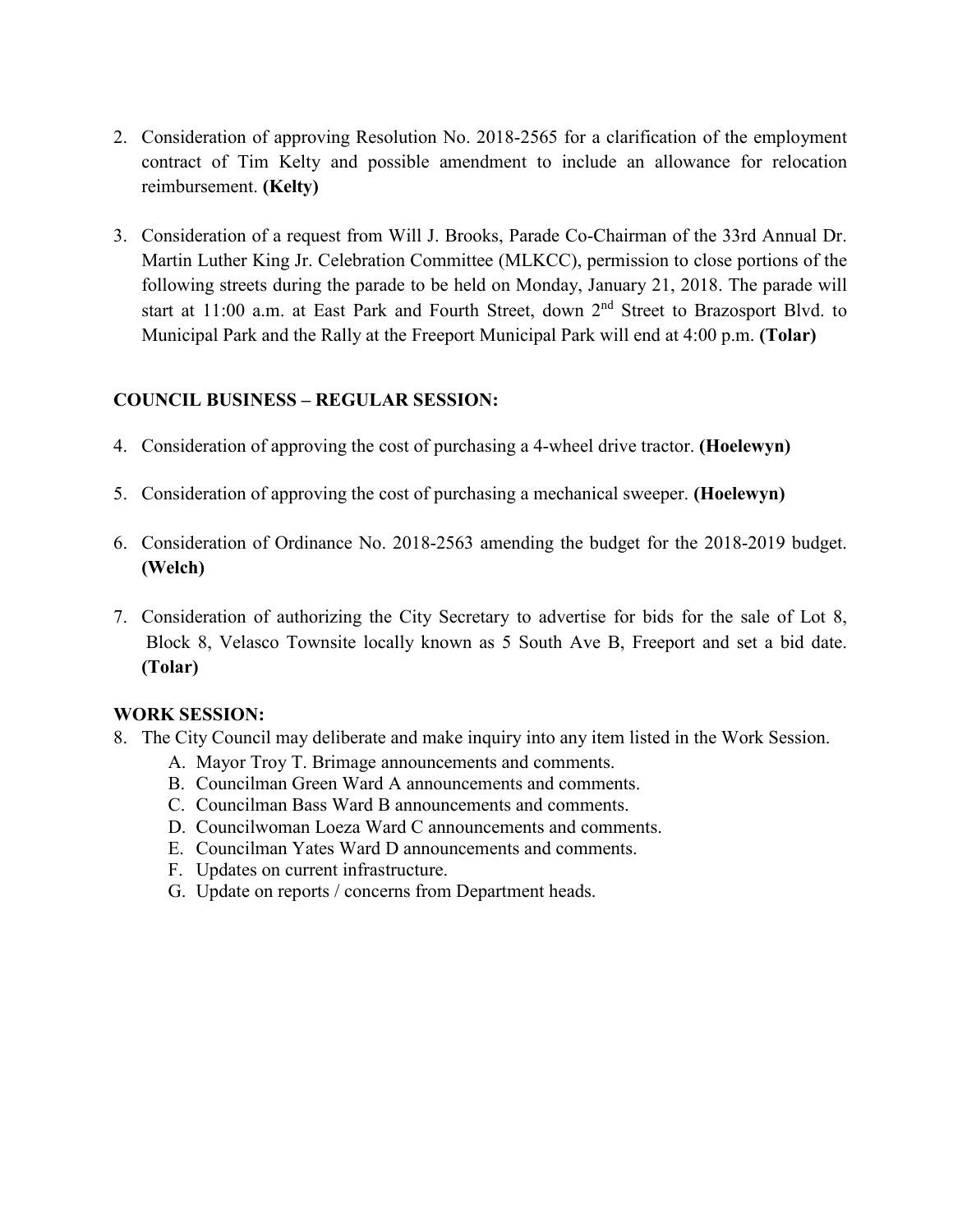2. Consideration of approving Resolution No. 2018-2565 for a clarification of the employment contract of Tim Kelty and possible amendment to include an allowance for relocation reimbursement. **(Kelty)**

3. Consideration of a request from Will J. Brooks, Parade Co-Chairman of the 33rd Annual Dr. Martin Luther King Jr. Celebration Committee (MLKCC), permission to close portions of the following streets during the parade to be held on Monday, January 21, 2018. The parade will start at 11:00 a.m. at East Park and Fourth Street, down 2nd Street to Brazosport Blvd. to Municipal Park and the Rally at the Freeport Municipal Park will end at 4:00 p.m. **(Tolar)**

**COUNCIL BUSINESS – REGULAR SESSION:**

4. Consideration of approving the cost of purchasing a 4-wheel drive tractor. **(Hoelewyn)**

5. Consideration of approving the cost of purchasing a mechanical sweeper. **(Hoelewyn)**

6. Consideration of Ordinance No. 2018-2563 amending the budget for the 2018-2019 budget. **(Welch)**

7. Consideration of authorizing the City Secretary to advertise for bids for the sale of Lot 8, Block 8, Velasco Townsite locally known as 5 South Ave B, Freeport and set a bid date. **(Tolar)**

**WORK SESSION:**

8. The City Council may deliberate and make inquiry into any item listed in the Work Session.
   A. Mayor Troy T. Brimage announcements and comments.
   B. Councilman Green Ward A announcements and comments.
   C. Councilman Bass Ward B announcements and comments.
   D. Councilwoman Loeza Ward C announcements and comments.
   E. Councilman Yates Ward D announcements and comments.
   F. Updates on current infrastructure.
   G. Update on reports / concerns from Department heads.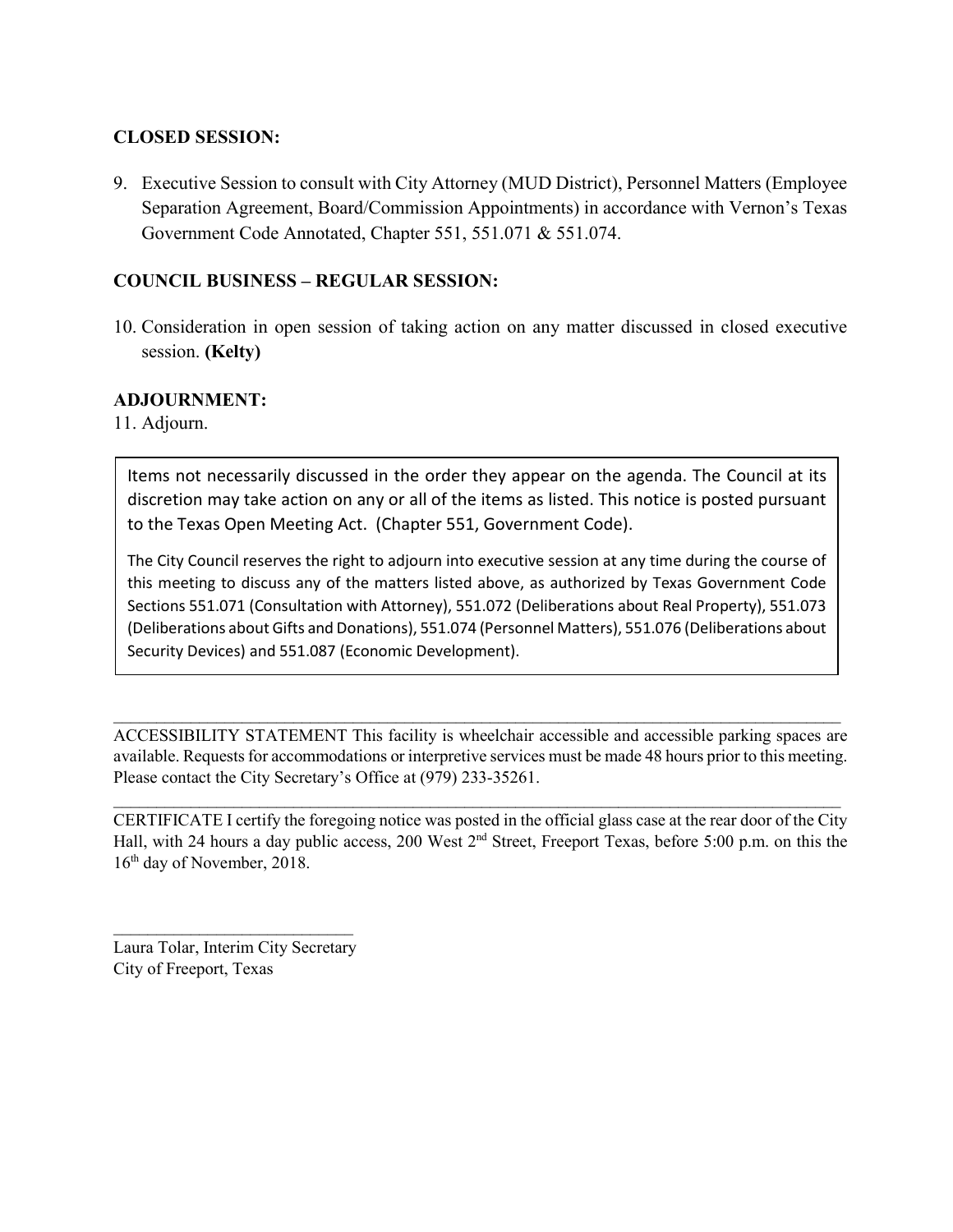**CLOSED SESSION:**

9. Executive Session to consult with City Attorney (MUD District), Personnel Matters (Employee Separation Agreement, Board/Commission Appointments) in accordance with Vernon's Texas Government Code Annotated, Chapter 551, 551.071 & 551.074.

**COUNCIL BUSINESS – REGULAR SESSION:**

10. Consideration in open session of taking action on any matter discussed in closed executive session. **(Kelty)**

**ADJOURNMENT:**

11. Adjourn.

> Items not necessarily discussed in the order they appear on the agenda. The Council at its discretion may take action on any or all of the items as listed. This notice is posted pursuant to the Texas Open Meeting Act. (Chapter 551, Government Code).
>
> The City Council reserves the right to adjourn into executive session at any time during the course of this meeting to discuss any of the matters listed above, as authorized by Texas Government Code Sections 551.071 (Consultation with Attorney), 551.072 (Deliberations about Real Property), 551.073 (Deliberations about Gifts and Donations), 551.074 (Personnel Matters), 551.076 (Deliberations about Security Devices) and 551.087 (Economic Development).

---

ACCESSIBILITY STATEMENT This facility is wheelchair accessible and accessible parking spaces are available. Requests for accommodations or interpretive services must be made 48 hours prior to this meeting. Please contact the City Secretary's Office at (979) 233-35261.

---

CERTIFICATE I certify the foregoing notice was posted in the official glass case at the rear door of the City Hall, with 24 hours a day public access, 200 West 2nd Street, Freeport Texas, before 5:00 p.m. on this the 16th day of November, 2018.

\_\_\_\_\_\_\_\_\_\_\_\_\_\_\_\_\_\_\_\_\_\_\_\_\_\_\_\_\_\_

Laura Tolar, Interim City Secretary
City of Freeport, Texas